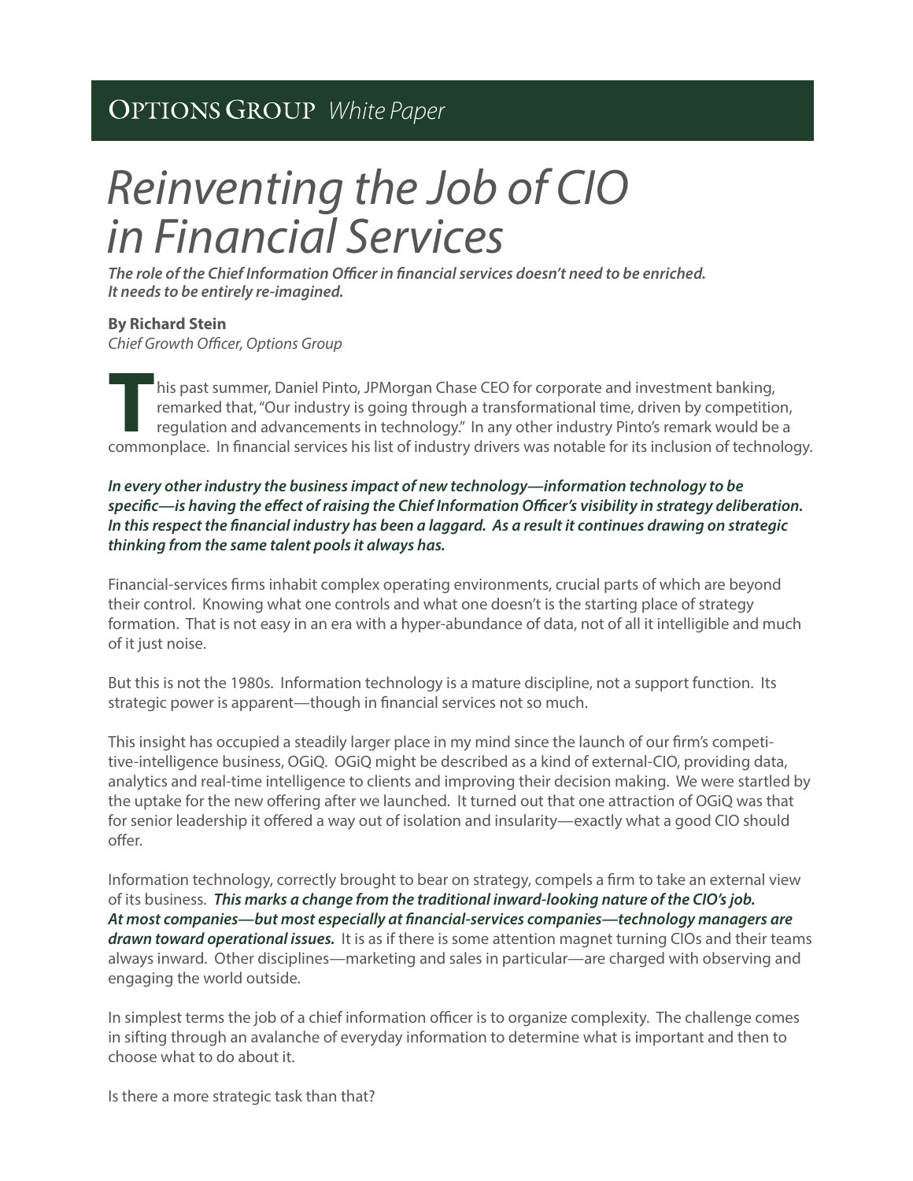**OPTIONS GROUP** *White Paper*

# *Reinventing the Job of CIO in Financial Services*

***The role of the Chief Information Officer in financial services doesn't need to be enriched. It needs to be entirely re-imagined.***

**By Richard Stein**
*Chief Growth Officer, Options Group*

This past summer, Daniel Pinto, JPMorgan Chase CEO for corporate and investment banking, remarked that, "Our industry is going through a transformational time, driven by competition, regulation and advancements in technology." In any other industry Pinto's remark would be a commonplace. In financial services his list of industry drivers was notable for its inclusion of technology.

***In every other industry the business impact of new technology—information technology to be specific—is having the effect of raising the Chief Information Officer's visibility in strategy deliberation. In this respect the financial industry has been a laggard. As a result it continues drawing on strategic thinking from the same talent pools it always has.***

Financial-services firms inhabit complex operating environments, crucial parts of which are beyond their control. Knowing what one controls and what one doesn't is the starting place of strategy formation. That is not easy in an era with a hyper-abundance of data, not of all it intelligible and much of it just noise.

But this is not the 1980s. Information technology is a mature discipline, not a support function. Its strategic power is apparent—though in financial services not so much.

This insight has occupied a steadily larger place in my mind since the launch of our firm's competitive-intelligence business, OGiQ. OGiQ might be described as a kind of external-CIO, providing data, analytics and real-time intelligence to clients and improving their decision making. We were startled by the uptake for the new offering after we launched. It turned out that one attraction of OGiQ was that for senior leadership it offered a way out of isolation and insularity—exactly what a good CIO should offer.

Information technology, correctly brought to bear on strategy, compels a firm to take an external view of its business. ***This marks a change from the traditional inward-looking nature of the CIO's job. At most companies—but most especially at financial-services companies—technology managers are drawn toward operational issues.*** It is as if there is some attention magnet turning CIOs and their teams always inward. Other disciplines—marketing and sales in particular—are charged with observing and engaging the world outside.

In simplest terms the job of a chief information officer is to organize complexity. The challenge comes in sifting through an avalanche of everyday information to determine what is important and then to choose what to do about it.

Is there a more strategic task than that?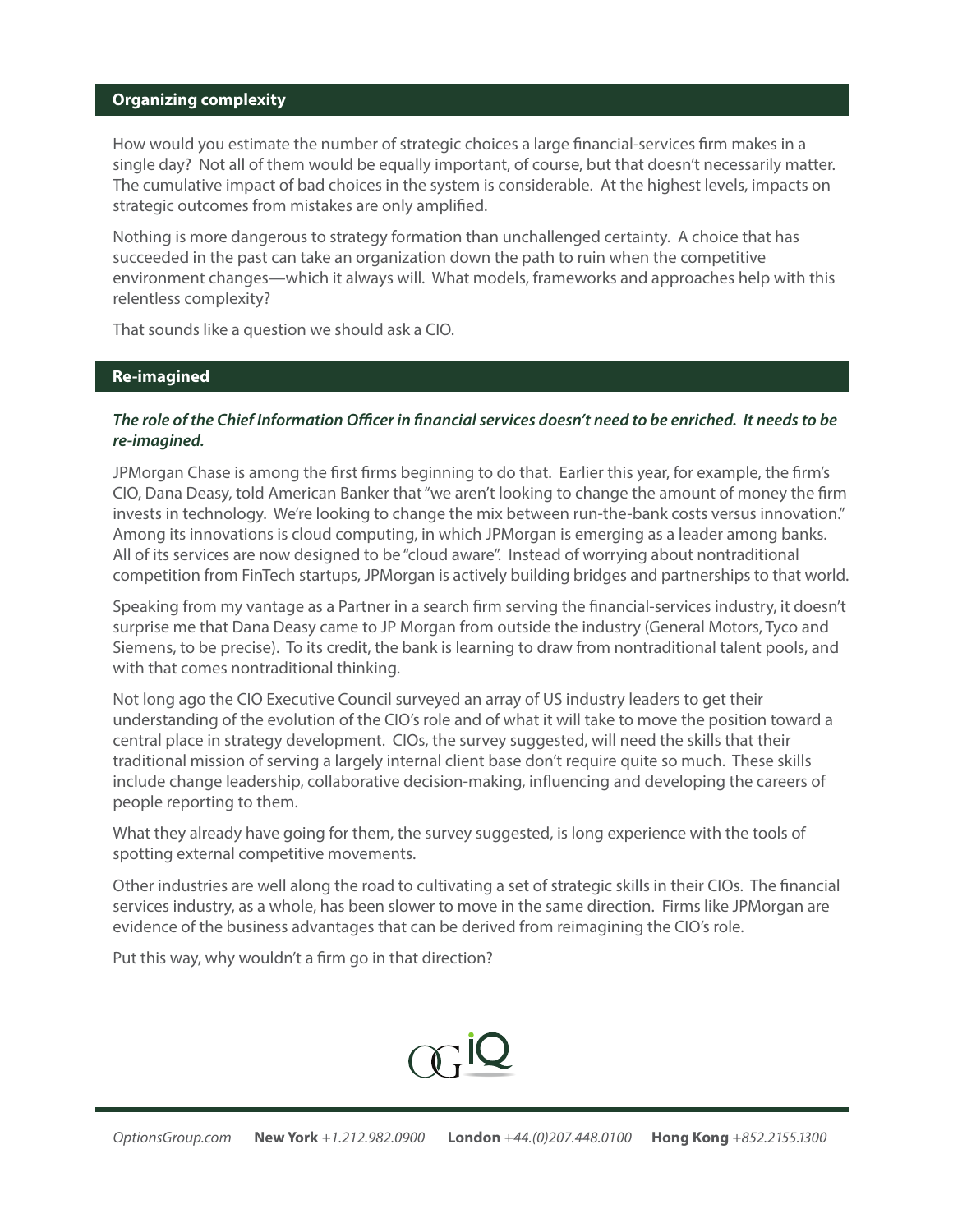## Organizing complexity

How would you estimate the number of strategic choices a large financial-services firm makes in a single day? Not all of them would be equally important, of course, but that doesn't necessarily matter. The cumulative impact of bad choices in the system is considerable. At the highest levels, impacts on strategic outcomes from mistakes are only amplified.

Nothing is more dangerous to strategy formation than unchallenged certainty. A choice that has succeeded in the past can take an organization down the path to ruin when the competitive environment changes—which it always will. What models, frameworks and approaches help with this relentless complexity?

That sounds like a question we should ask a CIO.

## Re-imagined

***The role of the Chief Information Officer in financial services doesn't need to be enriched. It needs to be re-imagined.***

JPMorgan Chase is among the first firms beginning to do that. Earlier this year, for example, the firm's CIO, Dana Deasy, told American Banker that "we aren't looking to change the amount of money the firm invests in technology. We're looking to change the mix between run-the-bank costs versus innovation." Among its innovations is cloud computing, in which JPMorgan is emerging as a leader among banks. All of its services are now designed to be "cloud aware". Instead of worrying about nontraditional competition from FinTech startups, JPMorgan is actively building bridges and partnerships to that world.

Speaking from my vantage as a Partner in a search firm serving the financial-services industry, it doesn't surprise me that Dana Deasy came to JP Morgan from outside the industry (General Motors, Tyco and Siemens, to be precise). To its credit, the bank is learning to draw from nontraditional talent pools, and with that comes nontraditional thinking.

Not long ago the CIO Executive Council surveyed an array of US industry leaders to get their understanding of the evolution of the CIO's role and of what it will take to move the position toward a central place in strategy development. CIOs, the survey suggested, will need the skills that their traditional mission of serving a largely internal client base don't require quite so much. These skills include change leadership, collaborative decision-making, influencing and developing the careers of people reporting to them.

What they already have going for them, the survey suggested, is long experience with the tools of spotting external competitive movements.

Other industries are well along the road to cultivating a set of strategic skills in their CIOs. The financial services industry, as a whole, has been slower to move in the same direction. Firms like JPMorgan are evidence of the business advantages that can be derived from reimagining the CIO's role.

Put this way, why wouldn't a firm go in that direction?

OGiQ

*OptionsGroup.com* **New York** *+1.212.982.0900* **London** *+44.(0)207.448.0100* **Hong Kong** *+852.2155.1300*